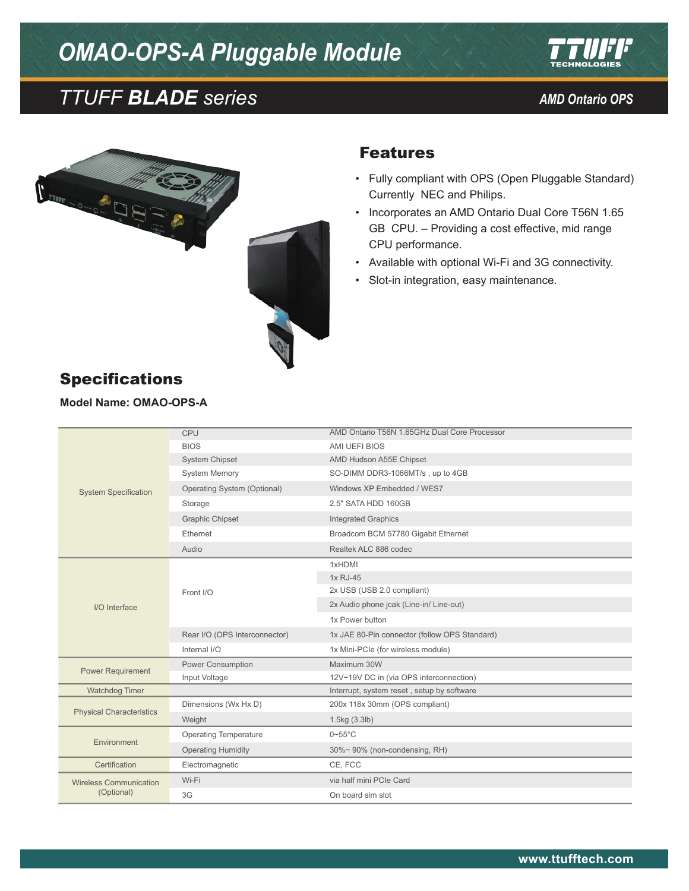# OMAO-OPS-A Pluggable Module

## TTUFF **BLADE** series

**AMD Ontario OPS**

## Features

- Fully compliant with OPS (Open Pluggable Standard) Currently NEC and Philips.
- Incorporates an AMD Ontario Dual Core T56N 1.65 GB CPU. – Providing a cost effective, mid range CPU performance.
- Available with optional Wi-Fi and 3G connectivity.
- Slot-in integration, easy maintenance.

## Specifications

**Model Name: OMAO-OPS-A**

| | | |
|---|---|---|
| System Specification | CPU | AMD Ontario T56N 1.65GHz Dual Core Processor |
| | BIOS | AMI UEFI BIOS |
| | System Chipset | AMD Hudson A55E Chipset |
| | System Memory | SO-DIMM DDR3-1066MT/s , up to 4GB |
| | Operating System (Optional) | Windows XP Embedded / WES7 |
| | Storage | 2.5" SATA HDD 160GB |
| | Graphic Chipset | Integrated Graphics |
| | Ethernet | Broadcom BCM 57780 Gigabit Ethernet |
| | Audio | Realtek ALC 886 codec |
| I/O Interface | Front I/O | 1xHDMI |
| | | 1x RJ-45 |
| | | 2x USB (USB 2.0 compliant) |
| | | 2x Audio phone jcak (Line-in/ Line-out) |
| | | 1x Power button |
| | Rear I/O (OPS Interconnector) | 1x JAE 80-Pin connector (follow OPS Standard) |
| | Internal I/O | 1x Mini-PCIe (for wireless module) |
| Power Requirement | Power Consumption | Maximum 30W |
| | Input Voltage | 12V~19V DC in (via OPS interconnection) |
| Watchdog Timer | | Interrupt, system reset , setup by software |
| Physical Characteristics | Dimensions (Wx Hx D) | 200x 118x 30mm (OPS compliant) |
| | Weight | 1.5kg (3.3lb) |
| Environment | Operating Temperature | 0~55°C |
| | Operating Humidity | 30%~ 90% (non-condensing, RH) |
| Certification | Electromagnetic | CE, FCC |
| Wireless Communication (Optional) | Wi-Fi | via half mini PCIe Card |
| | 3G | On board sim slot |

www.ttufftech.com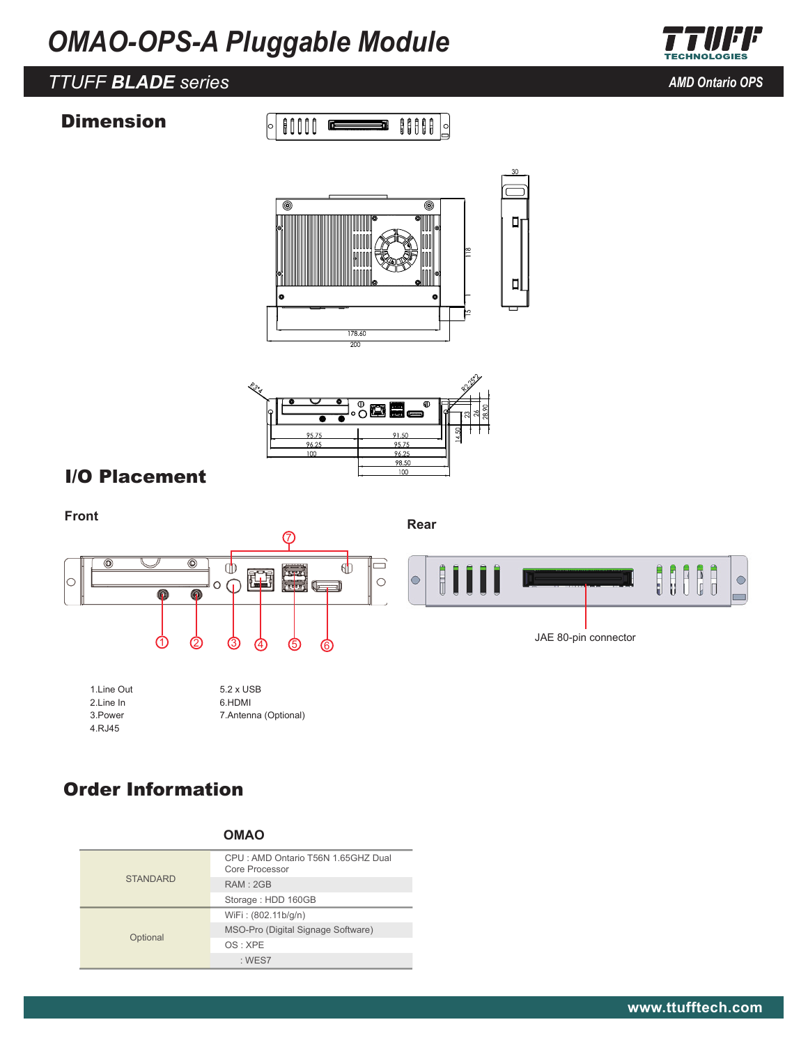# OMAO-OPS-A Pluggable Module

## TTUFF ***BLADE*** series

AMD Ontario OPS

## Dimension

30

118

15

178.60

200

R3*4

R2.25*2

95.75
96.25
100

91.50
95.75
96.25
98.50
100

14.50
23
26
28.90

## I/O Placement

**Front**

**Rear**

JAE 80-pin connector

1.Line Out
2.Line In
3.Power
4.RJ45
5.2 x USB
6.HDMI
7.Antenna (Optional)

## Order Information

| | OMAO |
|---|---|
| STANDARD | CPU : AMD Ontario T56N 1.65GHZ Dual Core Processor |
| | RAM : 2GB |
| | Storage : HDD 160GB |
| Optional | WiFi : (802.11b/g/n) |
| | MSO-Pro (Digital Signage Software) |
| | OS : XPE |
| | : WES7 |

www.ttufftech.com